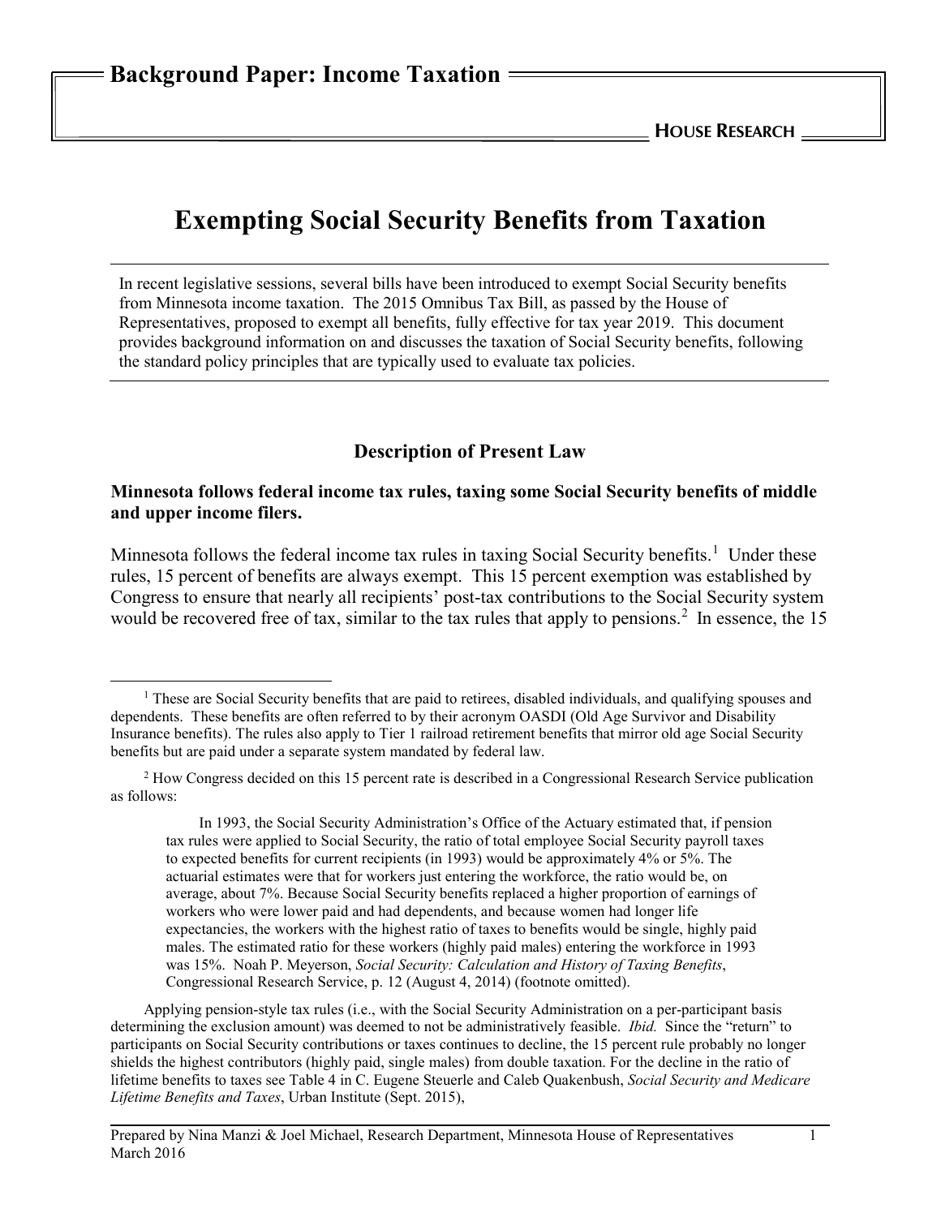Background Paper: Income Taxation

HOUSE RESEARCH

# Exempting Social Security Benefits from Taxation

In recent legislative sessions, several bills have been introduced to exempt Social Security benefits from Minnesota income taxation. The 2015 Omnibus Tax Bill, as passed by the House of Representatives, proposed to exempt all benefits, fully effective for tax year 2019. This document provides background information on and discusses the taxation of Social Security benefits, following the standard policy principles that are typically used to evaluate tax policies.

## Description of Present Law

**Minnesota follows federal income tax rules, taxing some Social Security benefits of middle and upper income filers.**

Minnesota follows the federal income tax rules in taxing Social Security benefits.[1] Under these rules, 15 percent of benefits are always exempt. This 15 percent exemption was established by Congress to ensure that nearly all recipients' post-tax contributions to the Social Security system would be recovered free of tax, similar to the tax rules that apply to pensions.[2] In essence, the 15

[1] These are Social Security benefits that are paid to retirees, disabled individuals, and qualifying spouses and dependents. These benefits are often referred to by their acronym OASDI (Old Age Survivor and Disability Insurance benefits). The rules also apply to Tier 1 railroad retirement benefits that mirror old age Social Security benefits but are paid under a separate system mandated by federal law.

[2] How Congress decided on this 15 percent rate is described in a Congressional Research Service publication as follows:

> In 1993, the Social Security Administration's Office of the Actuary estimated that, if pension tax rules were applied to Social Security, the ratio of total employee Social Security payroll taxes to expected benefits for current recipients (in 1993) would be approximately 4% or 5%. The actuarial estimates were that for workers just entering the workforce, the ratio would be, on average, about 7%. Because Social Security benefits replaced a higher proportion of earnings of workers who were lower paid and had dependents, and because women had longer life expectancies, the workers with the highest ratio of taxes to benefits would be single, highly paid males. The estimated ratio for these workers (highly paid males) entering the workforce in 1993 was 15%. Noah P. Meyerson, *Social Security: Calculation and History of Taxing Benefits*, Congressional Research Service, p. 12 (August 4, 2014) (footnote omitted).

Applying pension-style tax rules (i.e., with the Social Security Administration on a per-participant basis determining the exclusion amount) was deemed to not be administratively feasible. *Ibid.* Since the "return" to participants on Social Security contributions or taxes continues to decline, the 15 percent rule probably no longer shields the highest contributors (highly paid, single males) from double taxation. For the decline in the ratio of lifetime benefits to taxes see Table 4 in C. Eugene Steuerle and Caleb Quakenbush, *Social Security and Medicare Lifetime Benefits and Taxes*, Urban Institute (Sept. 2015),

Prepared by Nina Manzi & Joel Michael, Research Department, Minnesota House of Representatives
March 2016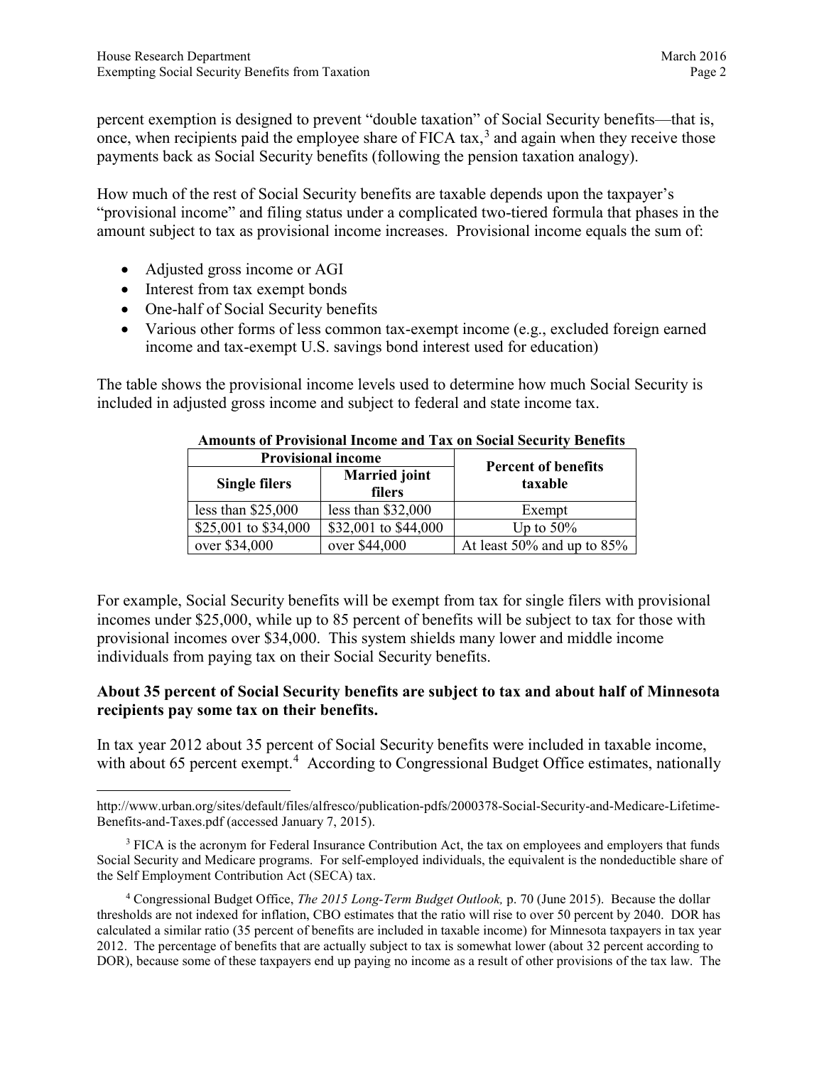percent exemption is designed to prevent "double taxation" of Social Security benefits—that is, once, when recipients paid the employee share of FICA tax,[3] and again when they receive those payments back as Social Security benefits (following the pension taxation analogy).

How much of the rest of Social Security benefits are taxable depends upon the taxpayer's "provisional income" and filing status under a complicated two-tiered formula that phases in the amount subject to tax as provisional income increases. Provisional income equals the sum of:

- Adjusted gross income or AGI
- Interest from tax exempt bonds
- One-half of Social Security benefits
- Various other forms of less common tax-exempt income (e.g., excluded foreign earned income and tax-exempt U.S. savings bond interest used for education)

The table shows the provisional income levels used to determine how much Social Security is included in adjusted gross income and subject to federal and state income tax.

**Amounts of Provisional Income and Tax on Social Security Benefits**

| Provisional income | | Percent of benefits taxable |
|---|---|---|
| Single filers | Married joint filers | |
| less than $25,000 | less than $32,000 | Exempt |
| $25,001 to $34,000 | $32,001 to $44,000 | Up to 50% |
| over $34,000 | over $44,000 | At least 50% and up to 85% |

For example, Social Security benefits will be exempt from tax for single filers with provisional incomes under $25,000, while up to 85 percent of benefits will be subject to tax for those with provisional incomes over $34,000. This system shields many lower and middle income individuals from paying tax on their Social Security benefits.

**About 35 percent of Social Security benefits are subject to tax and about half of Minnesota recipients pay some tax on their benefits.**

In tax year 2012 about 35 percent of Social Security benefits were included in taxable income, with about 65 percent exempt.[4] According to Congressional Budget Office estimates, nationally

---

http://www.urban.org/sites/default/files/alfresco/publication-pdfs/2000378-Social-Security-and-Medicare-Lifetime-Benefits-and-Taxes.pdf (accessed January 7, 2015).

[3] FICA is the acronym for Federal Insurance Contribution Act, the tax on employees and employers that funds Social Security and Medicare programs. For self-employed individuals, the equivalent is the nondeductible share of the Self Employment Contribution Act (SECA) tax.

[4] Congressional Budget Office, *The 2015 Long-Term Budget Outlook,* p. 70 (June 2015). Because the dollar thresholds are not indexed for inflation, CBO estimates that the ratio will rise to over 50 percent by 2040. DOR has calculated a similar ratio (35 percent of benefits are included in taxable income) for Minnesota taxpayers in tax year 2012. The percentage of benefits that are actually subject to tax is somewhat lower (about 32 percent according to DOR), because some of these taxpayers end up paying no income as a result of other provisions of the tax law. The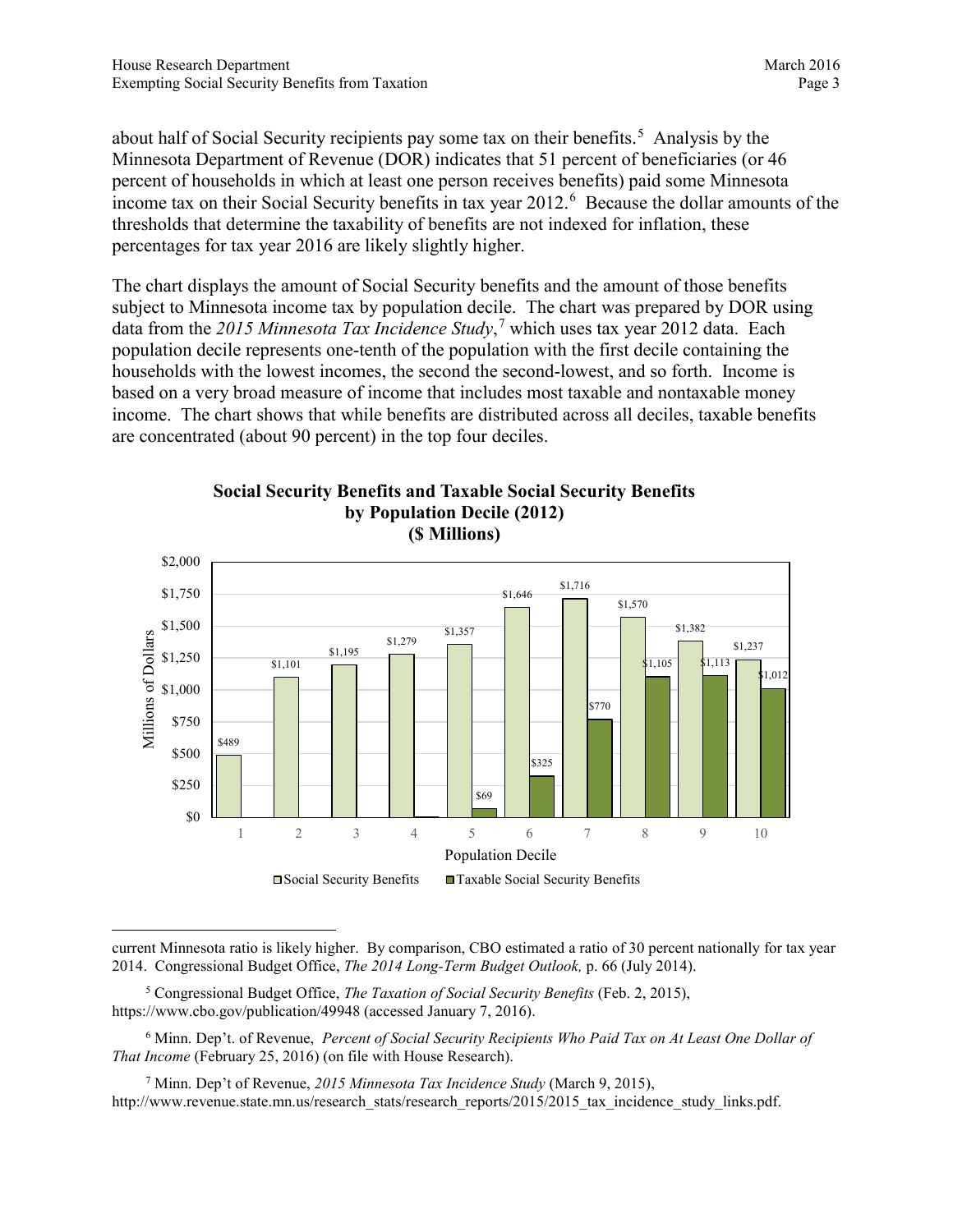about half of Social Security recipients pay some tax on their benefits.[5] Analysis by the Minnesota Department of Revenue (DOR) indicates that 51 percent of beneficiaries (or 46 percent of households in which at least one person receives benefits) paid some Minnesota income tax on their Social Security benefits in tax year 2012.[6] Because the dollar amounts of the thresholds that determine the taxability of benefits are not indexed for inflation, these percentages for tax year 2016 are likely slightly higher.

The chart displays the amount of Social Security benefits and the amount of those benefits subject to Minnesota income tax by population decile. The chart was prepared by DOR using data from the *2015 Minnesota Tax Incidence Study*,[7] which uses tax year 2012 data. Each population decile represents one-tenth of the population with the first decile containing the households with the lowest incomes, the second the second-lowest, and so forth. Income is based on a very broad measure of income that includes most taxable and nontaxable money income. The chart shows that while benefits are distributed across all deciles, taxable benefits are concentrated (about 90 percent) in the top four deciles.

**Social Security Benefits and Taxable Social Security Benefits by Population Decile (2012) ($ Millions)**

Millions of Dollars

$2,000
$1,750
$1,500
$1,250
$1,000
$750
$500
$250
$0

Population Decile: 1 2 3 4 5 6 7 8 9 10

$489 $1,101 $1,195 $1,279 $1,357 $1,646 $1,716 $1,570 $1,382 $1,237

$69 $325 $770 $1,105 $1,113 $1,012

Social Security Benefits   Taxable Social Security Benefits

---

current Minnesota ratio is likely higher. By comparison, CBO estimated a ratio of 30 percent nationally for tax year 2014. Congressional Budget Office, *The 2014 Long-Term Budget Outlook,* p. 66 (July 2014).

[5] Congressional Budget Office, *The Taxation of Social Security Benefits* (Feb. 2, 2015), https://www.cbo.gov/publication/49948 (accessed January 7, 2016).

[6] Minn. Dep't. of Revenue, *Percent of Social Security Recipients Who Paid Tax on At Least One Dollar of That Income* (February 25, 2016) (on file with House Research).

[7] Minn. Dep't of Revenue, *2015 Minnesota Tax Incidence Study* (March 9, 2015), http://www.revenue.state.mn.us/research_stats/research_reports/2015/2015_tax_incidence_study_links.pdf.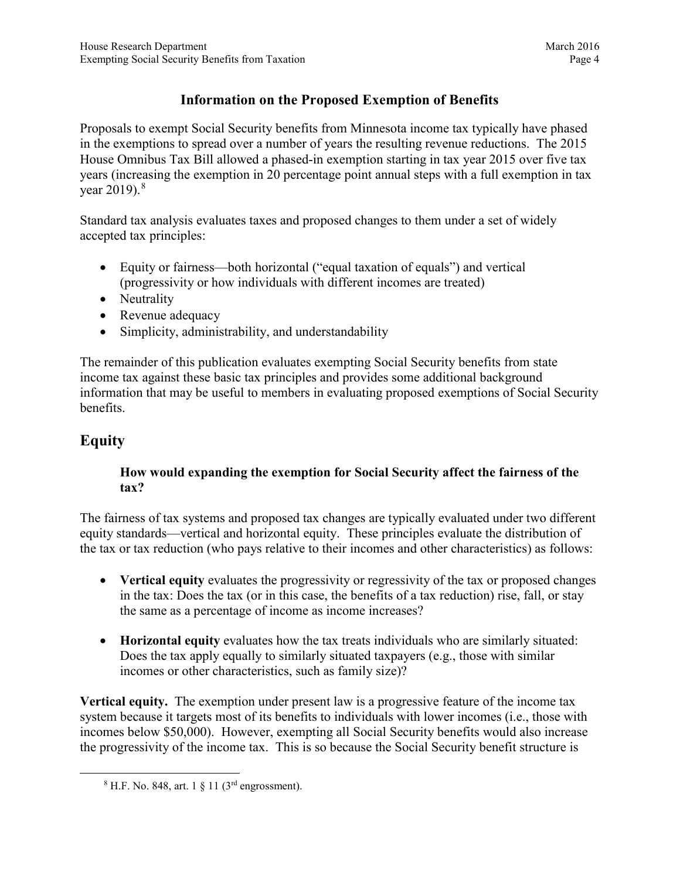### Information on the Proposed Exemption of Benefits

Proposals to exempt Social Security benefits from Minnesota income tax typically have phased in the exemptions to spread over a number of years the resulting revenue reductions. The 2015 House Omnibus Tax Bill allowed a phased-in exemption starting in tax year 2015 over five tax years (increasing the exemption in 20 percentage point annual steps with a full exemption in tax year 2019).[8]

Standard tax analysis evaluates taxes and proposed changes to them under a set of widely accepted tax principles:

- Equity or fairness—both horizontal ("equal taxation of equals") and vertical (progressivity or how individuals with different incomes are treated)
- Neutrality
- Revenue adequacy
- Simplicity, administrability, and understandability

The remainder of this publication evaluates exempting Social Security benefits from state income tax against these basic tax principles and provides some additional background information that may be useful to members in evaluating proposed exemptions of Social Security benefits.

## Equity

**How would expanding the exemption for Social Security affect the fairness of the tax?**

The fairness of tax systems and proposed tax changes are typically evaluated under two different equity standards—vertical and horizontal equity. These principles evaluate the distribution of the tax or tax reduction (who pays relative to their incomes and other characteristics) as follows:

- **Vertical equity** evaluates the progressivity or regressivity of the tax or proposed changes in the tax: Does the tax (or in this case, the benefits of a tax reduction) rise, fall, or stay the same as a percentage of income as income increases?
- **Horizontal equity** evaluates how the tax treats individuals who are similarly situated: Does the tax apply equally to similarly situated taxpayers (e.g., those with similar incomes or other characteristics, such as family size)?

**Vertical equity.** The exemption under present law is a progressive feature of the income tax system because it targets most of its benefits to individuals with lower incomes (i.e., those with incomes below $50,000). However, exempting all Social Security benefits would also increase the progressivity of the income tax. This is so because the Social Security benefit structure is

[8] H.F. No. 848, art. 1 § 11 (3rd engrossment).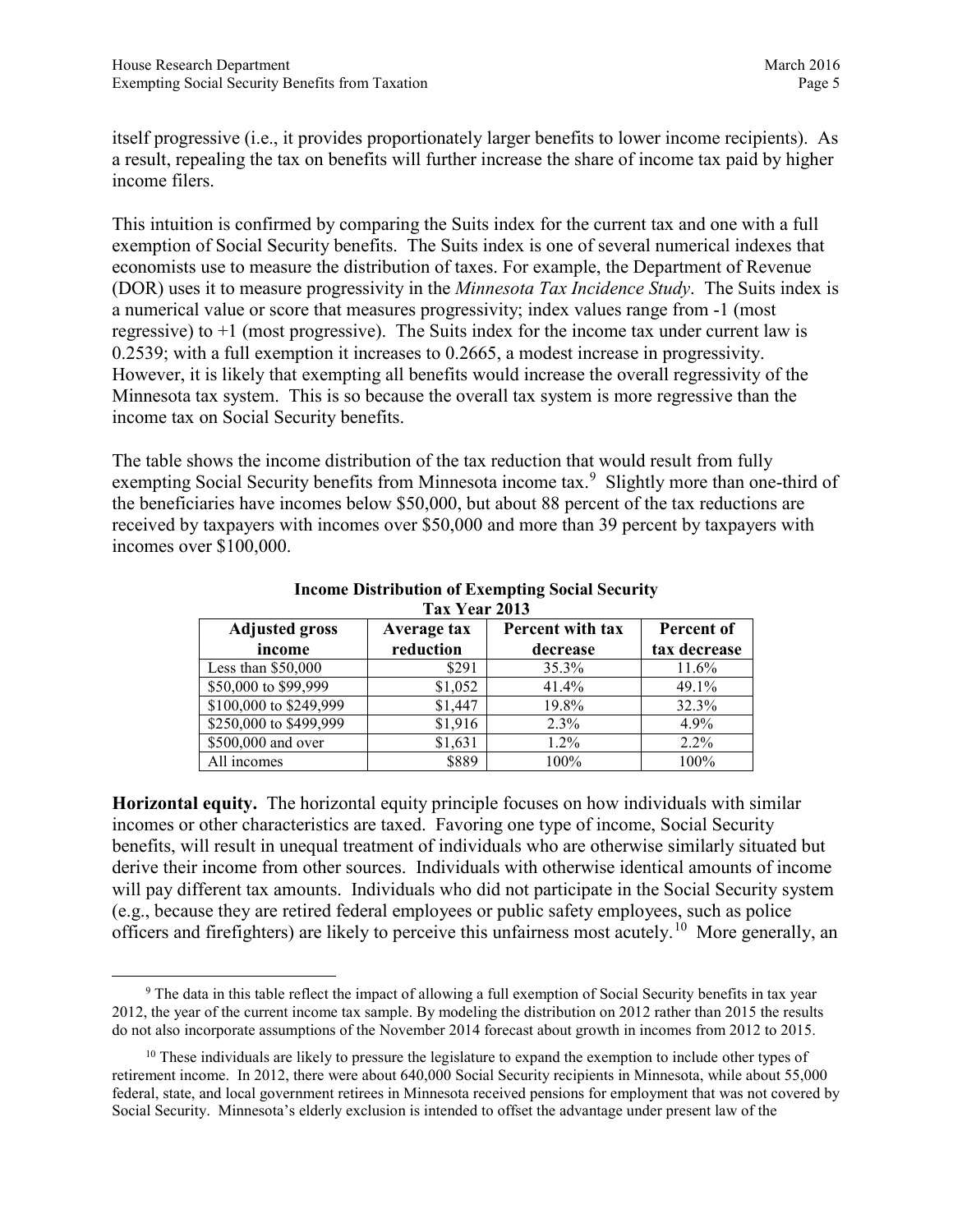itself progressive (i.e., it provides proportionately larger benefits to lower income recipients). As a result, repealing the tax on benefits will further increase the share of income tax paid by higher income filers.

This intuition is confirmed by comparing the Suits index for the current tax and one with a full exemption of Social Security benefits. The Suits index is one of several numerical indexes that economists use to measure the distribution of taxes. For example, the Department of Revenue (DOR) uses it to measure progressivity in the *Minnesota Tax Incidence Study*. The Suits index is a numerical value or score that measures progressivity; index values range from -1 (most regressive) to +1 (most progressive). The Suits index for the income tax under current law is 0.2539; with a full exemption it increases to 0.2665, a modest increase in progressivity. However, it is likely that exempting all benefits would increase the overall regressivity of the Minnesota tax system. This is so because the overall tax system is more regressive than the income tax on Social Security benefits.

The table shows the income distribution of the tax reduction that would result from fully exempting Social Security benefits from Minnesota income tax.[9] Slightly more than one-third of the beneficiaries have incomes below $50,000, but about 88 percent of the tax reductions are received by taxpayers with incomes over $50,000 and more than 39 percent by taxpayers with incomes over $100,000.

**Income Distribution of Exempting Social Security**
**Tax Year 2013**

| Adjusted gross income | Average tax reduction | Percent with tax decrease | Percent of tax decrease |
|---|---|---|---|
| Less than $50,000 | $291 | 35.3% | 11.6% |
| $50,000 to $99,999 | $1,052 | 41.4% | 49.1% |
| $100,000 to $249,999 | $1,447 | 19.8% | 32.3% |
| $250,000 to $499,999 | $1,916 | 2.3% | 4.9% |
| $500,000 and over | $1,631 | 1.2% | 2.2% |
| All incomes | $889 | 100% | 100% |

**Horizontal equity.** The horizontal equity principle focuses on how individuals with similar incomes or other characteristics are taxed. Favoring one type of income, Social Security benefits, will result in unequal treatment of individuals who are otherwise similarly situated but derive their income from other sources. Individuals with otherwise identical amounts of income will pay different tax amounts. Individuals who did not participate in the Social Security system (e.g., because they are retired federal employees or public safety employees, such as police officers and firefighters) are likely to perceive this unfairness most acutely.[10] More generally, an

[9] The data in this table reflect the impact of allowing a full exemption of Social Security benefits in tax year 2012, the year of the current income tax sample. By modeling the distribution on 2012 rather than 2015 the results do not also incorporate assumptions of the November 2014 forecast about growth in incomes from 2012 to 2015.

[10] These individuals are likely to pressure the legislature to expand the exemption to include other types of retirement income. In 2012, there were about 640,000 Social Security recipients in Minnesota, while about 55,000 federal, state, and local government retirees in Minnesota received pensions for employment that was not covered by Social Security. Minnesota's elderly exclusion is intended to offset the advantage under present law of the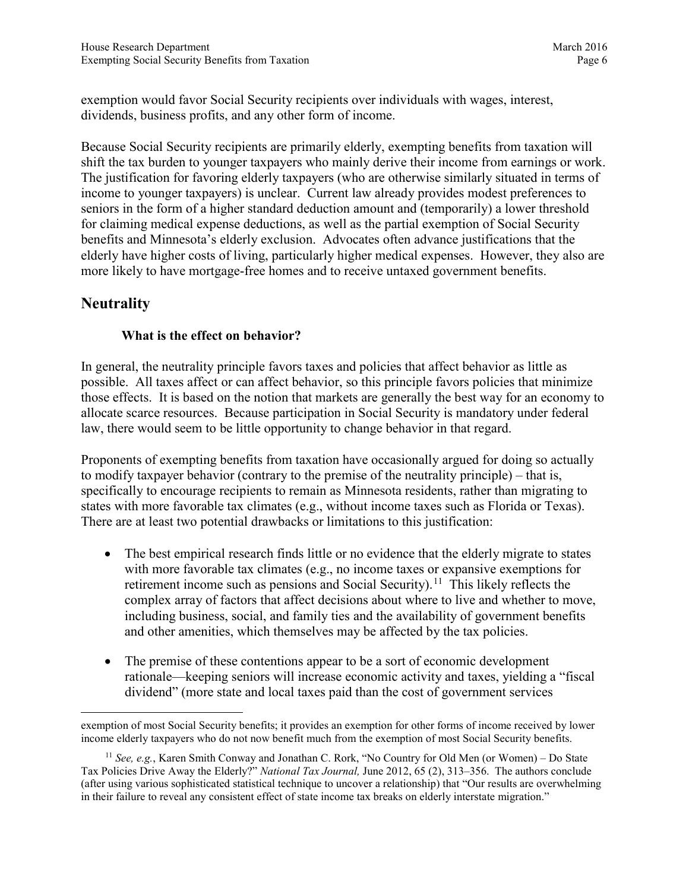exemption would favor Social Security recipients over individuals with wages, interest, dividends, business profits, and any other form of income.

Because Social Security recipients are primarily elderly, exempting benefits from taxation will shift the tax burden to younger taxpayers who mainly derive their income from earnings or work. The justification for favoring elderly taxpayers (who are otherwise similarly situated in terms of income to younger taxpayers) is unclear. Current law already provides modest preferences to seniors in the form of a higher standard deduction amount and (temporarily) a lower threshold for claiming medical expense deductions, as well as the partial exemption of Social Security benefits and Minnesota's elderly exclusion. Advocates often advance justifications that the elderly have higher costs of living, particularly higher medical expenses. However, they also are more likely to have mortgage-free homes and to receive untaxed government benefits.

## Neutrality

### What is the effect on behavior?

In general, the neutrality principle favors taxes and policies that affect behavior as little as possible. All taxes affect or can affect behavior, so this principle favors policies that minimize those effects. It is based on the notion that markets are generally the best way for an economy to allocate scarce resources. Because participation in Social Security is mandatory under federal law, there would seem to be little opportunity to change behavior in that regard.

Proponents of exempting benefits from taxation have occasionally argued for doing so actually to modify taxpayer behavior (contrary to the premise of the neutrality principle) – that is, specifically to encourage recipients to remain as Minnesota residents, rather than migrating to states with more favorable tax climates (e.g., without income taxes such as Florida or Texas). There are at least two potential drawbacks or limitations to this justification:

- The best empirical research finds little or no evidence that the elderly migrate to states with more favorable tax climates (e.g., no income taxes or expansive exemptions for retirement income such as pensions and Social Security).[11] This likely reflects the complex array of factors that affect decisions about where to live and whether to move, including business, social, and family ties and the availability of government benefits and other amenities, which themselves may be affected by the tax policies.
- The premise of these contentions appear to be a sort of economic development rationale—keeping seniors will increase economic activity and taxes, yielding a "fiscal dividend" (more state and local taxes paid than the cost of government services

---

exemption of most Social Security benefits; it provides an exemption for other forms of income received by lower income elderly taxpayers who do not now benefit much from the exemption of most Social Security benefits.

[11] *See, e.g.*, Karen Smith Conway and Jonathan C. Rork, "No Country for Old Men (or Women) – Do State Tax Policies Drive Away the Elderly?" *National Tax Journal,* June 2012, 65 (2), 313–356. The authors conclude (after using various sophisticated statistical technique to uncover a relationship) that "Our results are overwhelming in their failure to reveal any consistent effect of state income tax breaks on elderly interstate migration."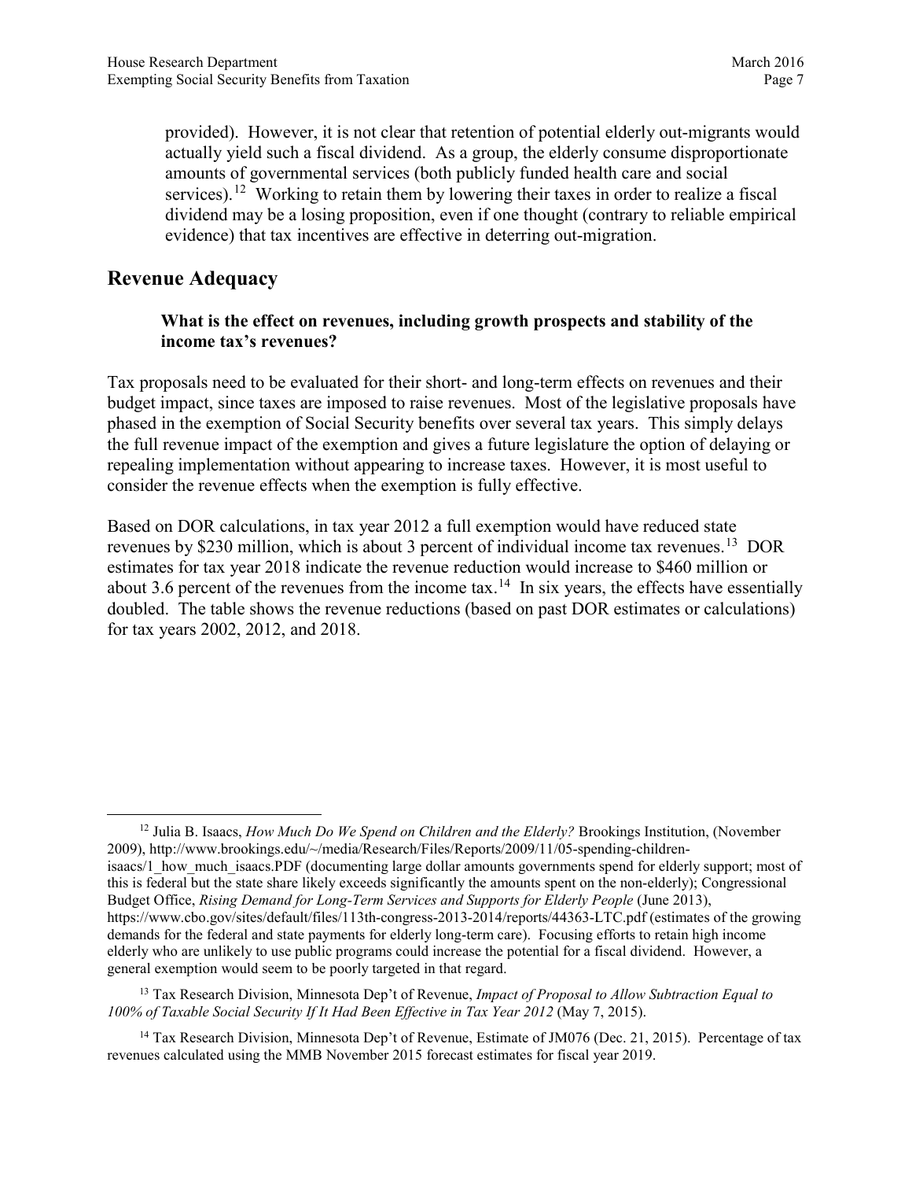provided). However, it is not clear that retention of potential elderly out-migrants would actually yield such a fiscal dividend. As a group, the elderly consume disproportionate amounts of governmental services (both publicly funded health care and social services).[12] Working to retain them by lowering their taxes in order to realize a fiscal dividend may be a losing proposition, even if one thought (contrary to reliable empirical evidence) that tax incentives are effective in deterring out-migration.

## Revenue Adequacy

**What is the effect on revenues, including growth prospects and stability of the income tax's revenues?**

Tax proposals need to be evaluated for their short- and long-term effects on revenues and their budget impact, since taxes are imposed to raise revenues. Most of the legislative proposals have phased in the exemption of Social Security benefits over several tax years. This simply delays the full revenue impact of the exemption and gives a future legislature the option of delaying or repealing implementation without appearing to increase taxes. However, it is most useful to consider the revenue effects when the exemption is fully effective.

Based on DOR calculations, in tax year 2012 a full exemption would have reduced state revenues by $230 million, which is about 3 percent of individual income tax revenues.[13] DOR estimates for tax year 2018 indicate the revenue reduction would increase to $460 million or about 3.6 percent of the revenues from the income tax.[14] In six years, the effects have essentially doubled. The table shows the revenue reductions (based on past DOR estimates or calculations) for tax years 2002, 2012, and 2018.

---

[12] Julia B. Isaacs, *How Much Do We Spend on Children and the Elderly?* Brookings Institution, (November 2009), http://www.brookings.edu/~/media/Research/Files/Reports/2009/11/05-spending-children-isaacs/1_how_much_isaacs.PDF (documenting large dollar amounts governments spend for elderly support; most of this is federal but the state share likely exceeds significantly the amounts spent on the non-elderly); Congressional Budget Office, *Rising Demand for Long-Term Services and Supports for Elderly People* (June 2013), https://www.cbo.gov/sites/default/files/113th-congress-2013-2014/reports/44363-LTC.pdf (estimates of the growing demands for the federal and state payments for elderly long-term care). Focusing efforts to retain high income elderly who are unlikely to use public programs could increase the potential for a fiscal dividend. However, a general exemption would seem to be poorly targeted in that regard.

[13] Tax Research Division, Minnesota Dep't of Revenue, *Impact of Proposal to Allow Subtraction Equal to 100% of Taxable Social Security If It Had Been Effective in Tax Year 2012* (May 7, 2015).

[14] Tax Research Division, Minnesota Dep't of Revenue, Estimate of JM076 (Dec. 21, 2015). Percentage of tax revenues calculated using the MMB November 2015 forecast estimates for fiscal year 2019.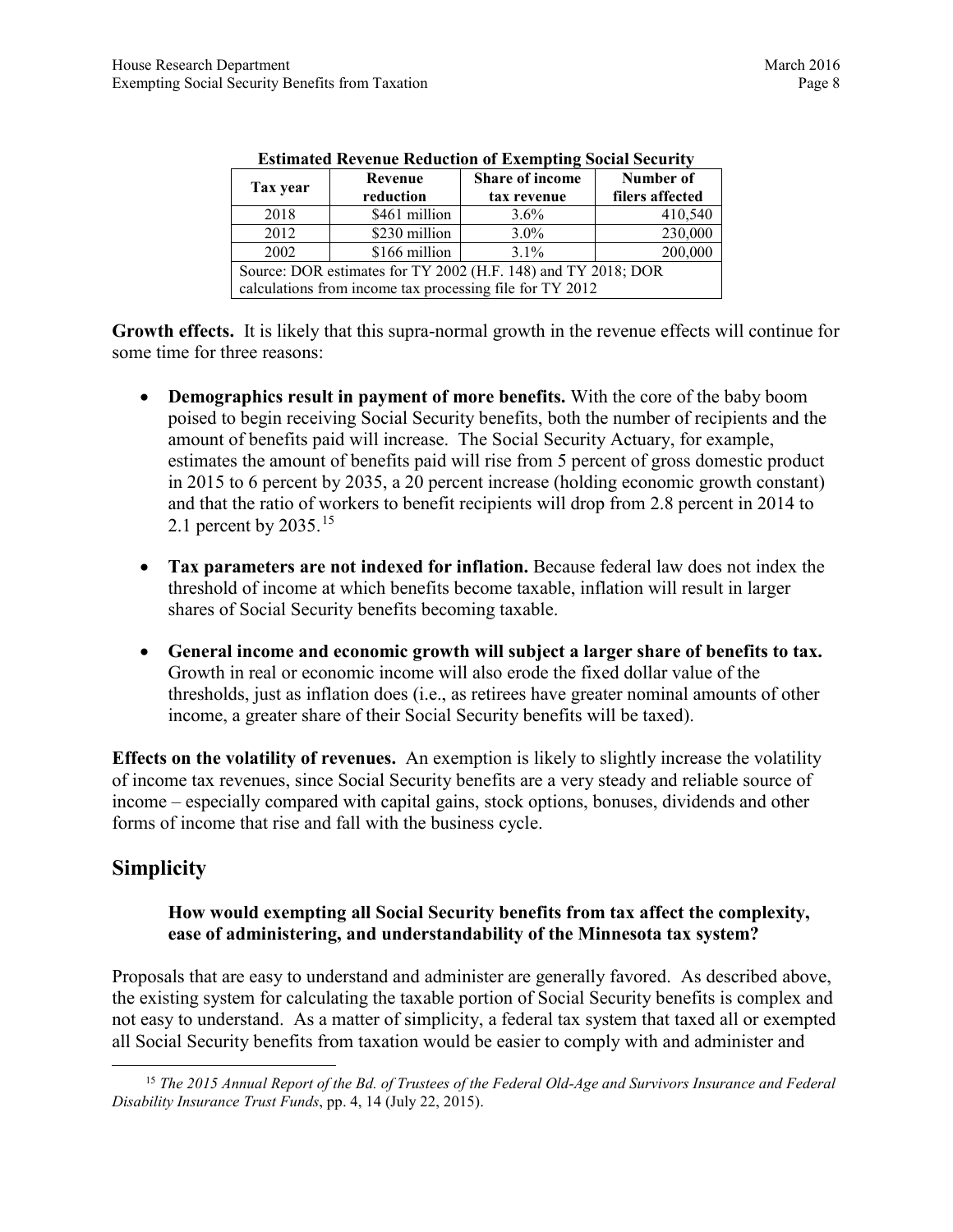**Estimated Revenue Reduction of Exempting Social Security**

| Tax year | Revenue reduction | Share of income tax revenue | Number of filers affected |
|---|---|---|---|
| 2018 | $461 million | 3.6% | 410,540 |
| 2012 | $230 million | 3.0% | 230,000 |
| 2002 | $166 million | 3.1% | 200,000 |
| Source: DOR estimates for TY 2002 (H.F. 148) and TY 2018; DOR calculations from income tax processing file for TY 2012 | | | |

**Growth effects.** It is likely that this supra-normal growth in the revenue effects will continue for some time for three reasons:

- **Demographics result in payment of more benefits.** With the core of the baby boom poised to begin receiving Social Security benefits, both the number of recipients and the amount of benefits paid will increase. The Social Security Actuary, for example, estimates the amount of benefits paid will rise from 5 percent of gross domestic product in 2015 to 6 percent by 2035, a 20 percent increase (holding economic growth constant) and that the ratio of workers to benefit recipients will drop from 2.8 percent in 2014 to 2.1 percent by 2035.[15]

- **Tax parameters are not indexed for inflation.** Because federal law does not index the threshold of income at which benefits become taxable, inflation will result in larger shares of Social Security benefits becoming taxable.

- **General income and economic growth will subject a larger share of benefits to tax.** Growth in real or economic income will also erode the fixed dollar value of the thresholds, just as inflation does (i.e., as retirees have greater nominal amounts of other income, a greater share of their Social Security benefits will be taxed).

**Effects on the volatility of revenues.** An exemption is likely to slightly increase the volatility of income tax revenues, since Social Security benefits are a very steady and reliable source of income – especially compared with capital gains, stock options, bonuses, dividends and other forms of income that rise and fall with the business cycle.

## Simplicity

**How would exempting all Social Security benefits from tax affect the complexity, ease of administering, and understandability of the Minnesota tax system?**

Proposals that are easy to understand and administer are generally favored. As described above, the existing system for calculating the taxable portion of Social Security benefits is complex and not easy to understand. As a matter of simplicity, a federal tax system that taxed all or exempted all Social Security benefits from taxation would be easier to comply with and administer and

[15] *The 2015 Annual Report of the Bd. of Trustees of the Federal Old-Age and Survivors Insurance and Federal Disability Insurance Trust Funds*, pp. 4, 14 (July 22, 2015).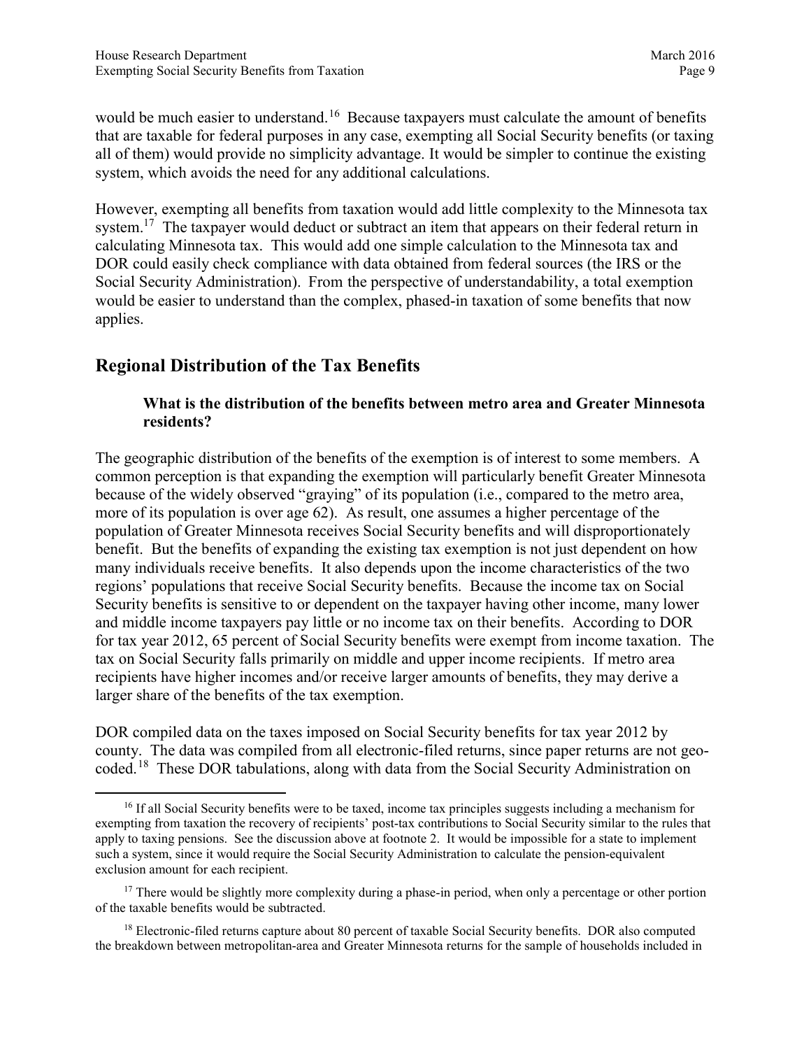would be much easier to understand.[16] Because taxpayers must calculate the amount of benefits that are taxable for federal purposes in any case, exempting all Social Security benefits (or taxing all of them) would provide no simplicity advantage. It would be simpler to continue the existing system, which avoids the need for any additional calculations.

However, exempting all benefits from taxation would add little complexity to the Minnesota tax system.[17] The taxpayer would deduct or subtract an item that appears on their federal return in calculating Minnesota tax. This would add one simple calculation to the Minnesota tax and DOR could easily check compliance with data obtained from federal sources (the IRS or the Social Security Administration). From the perspective of understandability, a total exemption would be easier to understand than the complex, phased-in taxation of some benefits that now applies.

## Regional Distribution of the Tax Benefits

### What is the distribution of the benefits between metro area and Greater Minnesota residents?

The geographic distribution of the benefits of the exemption is of interest to some members. A common perception is that expanding the exemption will particularly benefit Greater Minnesota because of the widely observed "graying" of its population (i.e., compared to the metro area, more of its population is over age 62). As result, one assumes a higher percentage of the population of Greater Minnesota receives Social Security benefits and will disproportionately benefit. But the benefits of expanding the existing tax exemption is not just dependent on how many individuals receive benefits. It also depends upon the income characteristics of the two regions' populations that receive Social Security benefits. Because the income tax on Social Security benefits is sensitive to or dependent on the taxpayer having other income, many lower and middle income taxpayers pay little or no income tax on their benefits. According to DOR for tax year 2012, 65 percent of Social Security benefits were exempt from income taxation. The tax on Social Security falls primarily on middle and upper income recipients. If metro area recipients have higher incomes and/or receive larger amounts of benefits, they may derive a larger share of the benefits of the tax exemption.

DOR compiled data on the taxes imposed on Social Security benefits for tax year 2012 by county. The data was compiled from all electronic-filed returns, since paper returns are not geo-coded.[18] These DOR tabulations, along with data from the Social Security Administration on

---

[16] If all Social Security benefits were to be taxed, income tax principles suggests including a mechanism for exempting from taxation the recovery of recipients' post-tax contributions to Social Security similar to the rules that apply to taxing pensions. See the discussion above at footnote 2. It would be impossible for a state to implement such a system, since it would require the Social Security Administration to calculate the pension-equivalent exclusion amount for each recipient.

[17] There would be slightly more complexity during a phase-in period, when only a percentage or other portion of the taxable benefits would be subtracted.

[18] Electronic-filed returns capture about 80 percent of taxable Social Security benefits. DOR also computed the breakdown between metropolitan-area and Greater Minnesota returns for the sample of households included in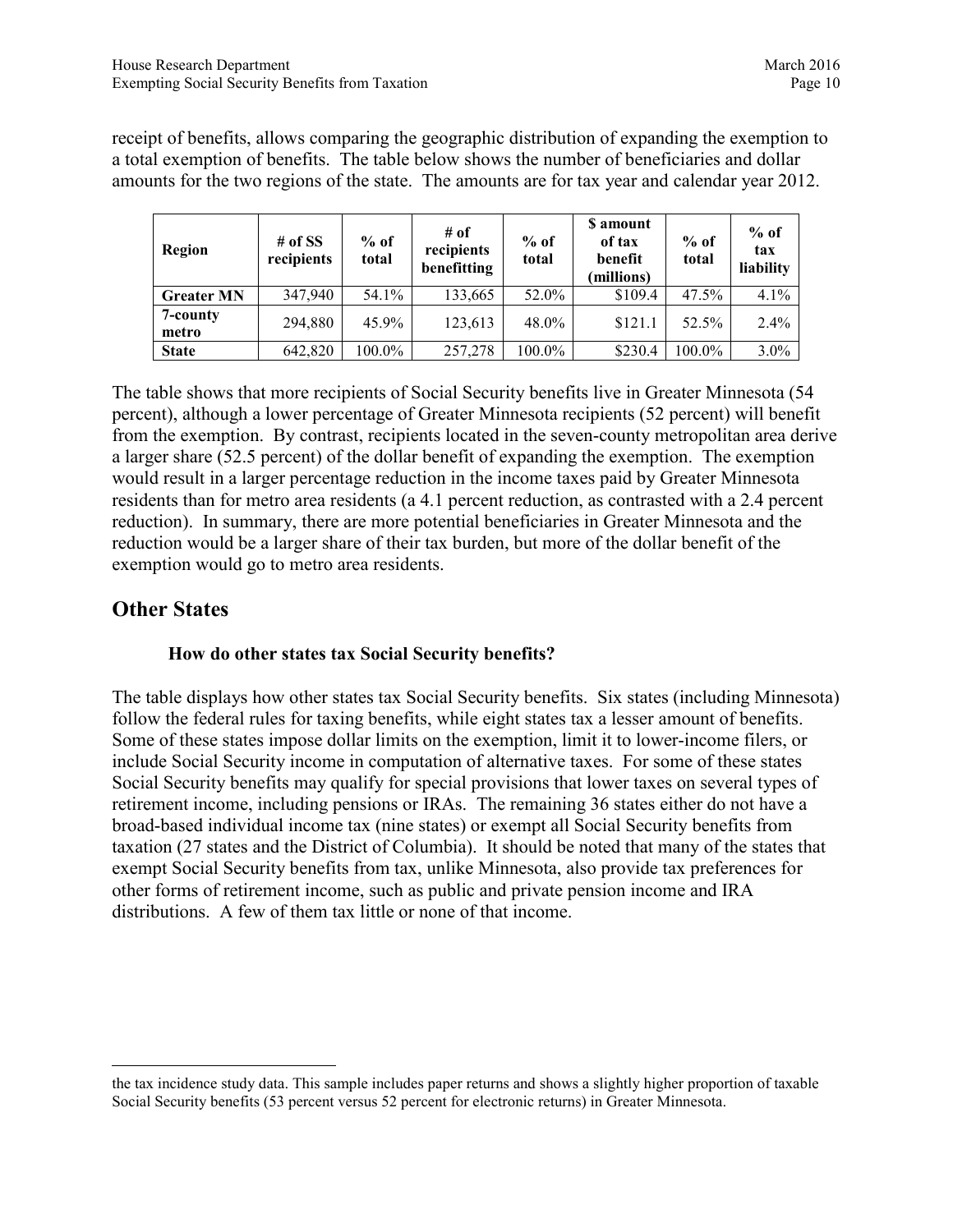receipt of benefits, allows comparing the geographic distribution of expanding the exemption to a total exemption of benefits. The table below shows the number of beneficiaries and dollar amounts for the two regions of the state. The amounts are for tax year and calendar year 2012.

| Region | # of SS recipients | % of total | # of recipients benefitting | % of total | $ amount of tax benefit (millions) | % of total | % of tax liability |
|---|---|---|---|---|---|---|---|
| **Greater MN** | 347,940 | 54.1% | 133,665 | 52.0% | $109.4 | 47.5% | 4.1% |
| **7-county metro** | 294,880 | 45.9% | 123,613 | 48.0% | $121.1 | 52.5% | 2.4% |
| **State** | 642,820 | 100.0% | 257,278 | 100.0% | $230.4 | 100.0% | 3.0% |

The table shows that more recipients of Social Security benefits live in Greater Minnesota (54 percent), although a lower percentage of Greater Minnesota recipients (52 percent) will benefit from the exemption. By contrast, recipients located in the seven-county metropolitan area derive a larger share (52.5 percent) of the dollar benefit of expanding the exemption. The exemption would result in a larger percentage reduction in the income taxes paid by Greater Minnesota residents than for metro area residents (a 4.1 percent reduction, as contrasted with a 2.4 percent reduction). In summary, there are more potential beneficiaries in Greater Minnesota and the reduction would be a larger share of their tax burden, but more of the dollar benefit of the exemption would go to metro area residents.

## Other States

### How do other states tax Social Security benefits?

The table displays how other states tax Social Security benefits. Six states (including Minnesota) follow the federal rules for taxing benefits, while eight states tax a lesser amount of benefits. Some of these states impose dollar limits on the exemption, limit it to lower-income filers, or include Social Security income in computation of alternative taxes. For some of these states Social Security benefits may qualify for special provisions that lower taxes on several types of retirement income, including pensions or IRAs. The remaining 36 states either do not have a broad-based individual income tax (nine states) or exempt all Social Security benefits from taxation (27 states and the District of Columbia). It should be noted that many of the states that exempt Social Security benefits from tax, unlike Minnesota, also provide tax preferences for other forms of retirement income, such as public and private pension income and IRA distributions. A few of them tax little or none of that income.

the tax incidence study data. This sample includes paper returns and shows a slightly higher proportion of taxable Social Security benefits (53 percent versus 52 percent for electronic returns) in Greater Minnesota.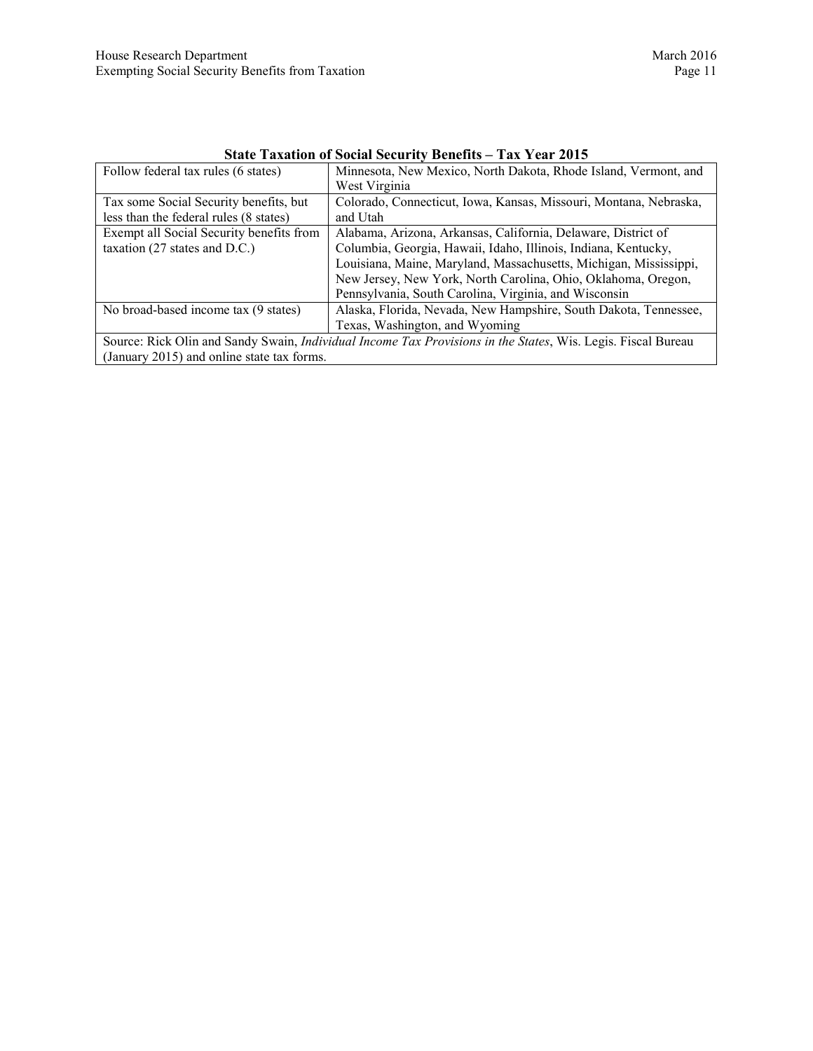**State Taxation of Social Security Benefits – Tax Year 2015**

| | |
|---|---|
| Follow federal tax rules (6 states) | Minnesota, New Mexico, North Dakota, Rhode Island, Vermont, and West Virginia |
| Tax some Social Security benefits, but less than the federal rules (8 states) | Colorado, Connecticut, Iowa, Kansas, Missouri, Montana, Nebraska, and Utah |
| Exempt all Social Security benefits from taxation (27 states and D.C.) | Alabama, Arizona, Arkansas, California, Delaware, District of Columbia, Georgia, Hawaii, Idaho, Illinois, Indiana, Kentucky, Louisiana, Maine, Maryland, Massachusetts, Michigan, Mississippi, New Jersey, New York, North Carolina, Ohio, Oklahoma, Oregon, Pennsylvania, South Carolina, Virginia, and Wisconsin |
| No broad-based income tax (9 states) | Alaska, Florida, Nevada, New Hampshire, South Dakota, Tennessee, Texas, Washington, and Wyoming |
| Source: Rick Olin and Sandy Swain, *Individual Income Tax Provisions in the States*, Wis. Legis. Fiscal Bureau (January 2015) and online state tax forms. | |